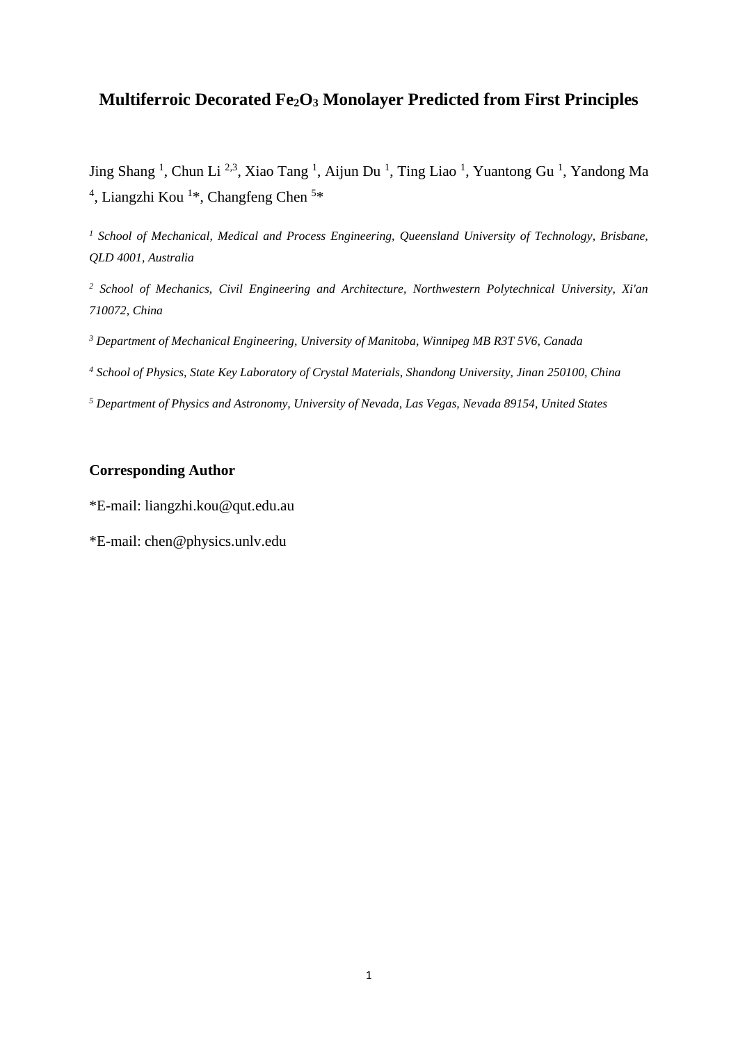# Multiferroic Decorated $Fe_2O_3$ Monolayer Predicted from First Principles

Jing Shang [1], Chun Li [2,3], Xiao Tang [1], Aijun Du [1], Ting Liao [1], Yuantong Gu [1], Yandong Ma [4], Liangzhi Kou [1]*, Changfeng Chen [5]*

*[1] School of Mechanical, Medical and Process Engineering, Queensland University of Technology, Brisbane, QLD 4001, Australia*

*[2] School of Mechanics, Civil Engineering and Architecture, Northwestern Polytechnical University, Xi'an 710072, China*

*[3] Department of Mechanical Engineering, University of Manitoba, Winnipeg MB R3T 5V6, Canada*

*[4] School of Physics, State Key Laboratory of Crystal Materials, Shandong University, Jinan 250100, China*

*[5] Department of Physics and Astronomy, University of Nevada, Las Vegas, Nevada 89154, United States*

## Corresponding Author

*E-mail: liangzhi.kou@qut.edu.au

*E-mail: chen@physics.unlv.edu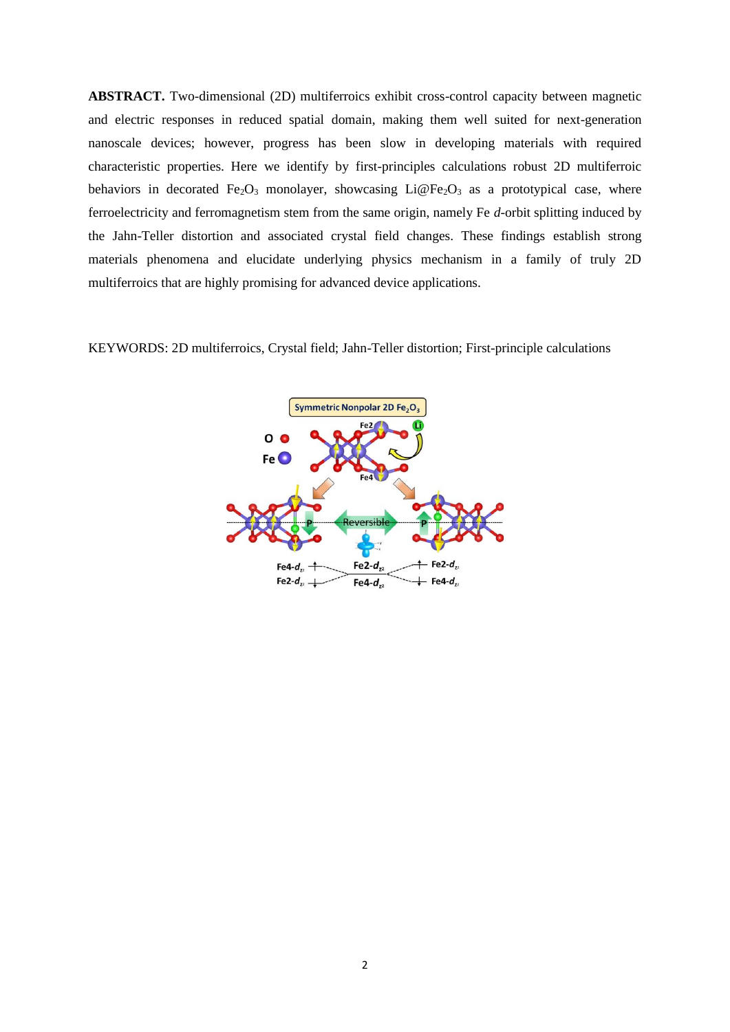**ABSTRACT.** Two-dimensional (2D) multiferroics exhibit cross-control capacity between magnetic and electric responses in reduced spatial domain, making them well suited for next-generation nanoscale devices; however, progress has been slow in developing materials with required characteristic properties. Here we identify by first-principles calculations robust 2D multiferroic behaviors in decorated $Fe_2O_3$ monolayer, showcasing $Li@Fe_2O_3$ as a prototypical case, where ferroelectricity and ferromagnetism stem from the same origin, namely Fe *d*-orbit splitting induced by the Jahn-Teller distortion and associated crystal field changes. These findings establish strong materials phenomena and elucidate underlying physics mechanism in a family of truly 2D multiferroics that are highly promising for advanced device applications.

KEYWORDS: 2D multiferroics, Crystal field; Jahn-Teller distortion; First-principle calculations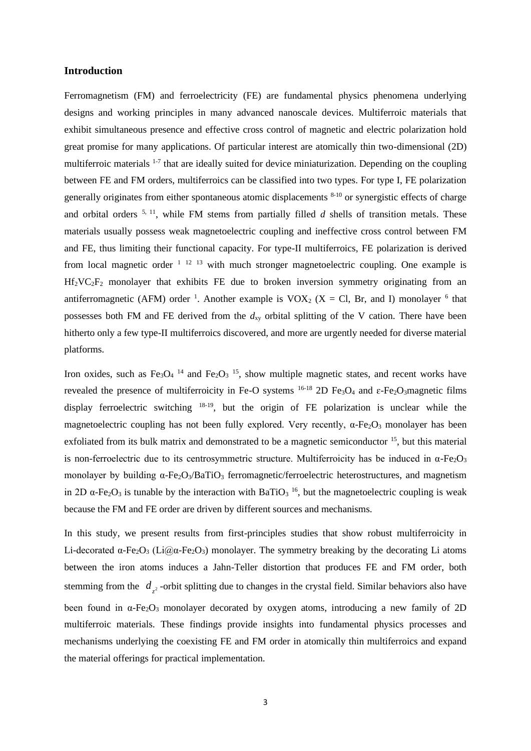## Introduction

Ferromagnetism (FM) and ferroelectricity (FE) are fundamental physics phenomena underlying designs and working principles in many advanced nanoscale devices. Multiferroic materials that exhibit simultaneous presence and effective cross control of magnetic and electric polarization hold great promise for many applications. Of particular interest are atomically thin two-dimensional (2D) multiferroic materials [1-7] that are ideally suited for device miniaturization. Depending on the coupling between FE and FM orders, multiferroics can be classified into two types. For type I, FE polarization generally originates from either spontaneous atomic displacements [8-10] or synergistic effects of charge and orbital orders [5, 11], while FM stems from partially filled *d* shells of transition metals. These materials usually possess weak magnetoelectric coupling and ineffective cross control between FM and FE, thus limiting their functional capacity. For type-II multiferroics, FE polarization is derived from local magnetic order [1 12 13] with much stronger magnetoelectric coupling. One example is $Hf_2VC_2F_2$ monolayer that exhibits FE due to broken inversion symmetry originating from an antiferromagnetic (AFM) order [1]. Another example is $VOX_2$ (X = Cl, Br, and I) monolayer [6] that possesses both FM and FE derived from the $d_{xy}$ orbital splitting of the V cation. There have been hitherto only a few type-II multiferroics discovered, and more are urgently needed for diverse material platforms.

Iron oxides, such as $Fe_3O_4$ [14] and $Fe_2O_3$ [15], show multiple magnetic states, and recent works have revealed the presence of multiferroicity in Fe-O systems [16-18] 2D $Fe_3O_4$ and ε-$Fe_2O_3$magnetic films display ferroelectric switching [18-19], but the origin of FE polarization is unclear while the magnetoelectric coupling has not been fully explored. Very recently, α-$Fe_2O_3$ monolayer has been exfoliated from its bulk matrix and demonstrated to be a magnetic semiconductor [15], but this material is non-ferroelectric due to its centrosymmetric structure. Multiferroicity has be induced in α-$Fe_2O_3$ monolayer by building α-$Fe_2O_3$/$BaTiO_3$ ferromagnetic/ferroelectric heterostructures, and magnetism in 2D α-$Fe_2O_3$ is tunable by the interaction with $BaTiO_3$ [16], but the magnetoelectric coupling is weak because the FM and FE order are driven by different sources and mechanisms.

In this study, we present results from first-principles studies that show robust multiferroicity in Li-decorated α-$Fe_2O_3$ (Li@α-$Fe_2O_3$) monolayer. The symmetry breaking by the decorating Li atoms between the iron atoms induces a Jahn-Teller distortion that produces FE and FM order, both stemming from the $d_{z^2}$-orbit splitting due to changes in the crystal field. Similar behaviors also have been found in α-$Fe_2O_3$ monolayer decorated by oxygen atoms, introducing a new family of 2D multiferroic materials. These findings provide insights into fundamental physics processes and mechanisms underlying the coexisting FE and FM order in atomically thin multiferroics and expand the material offerings for practical implementation.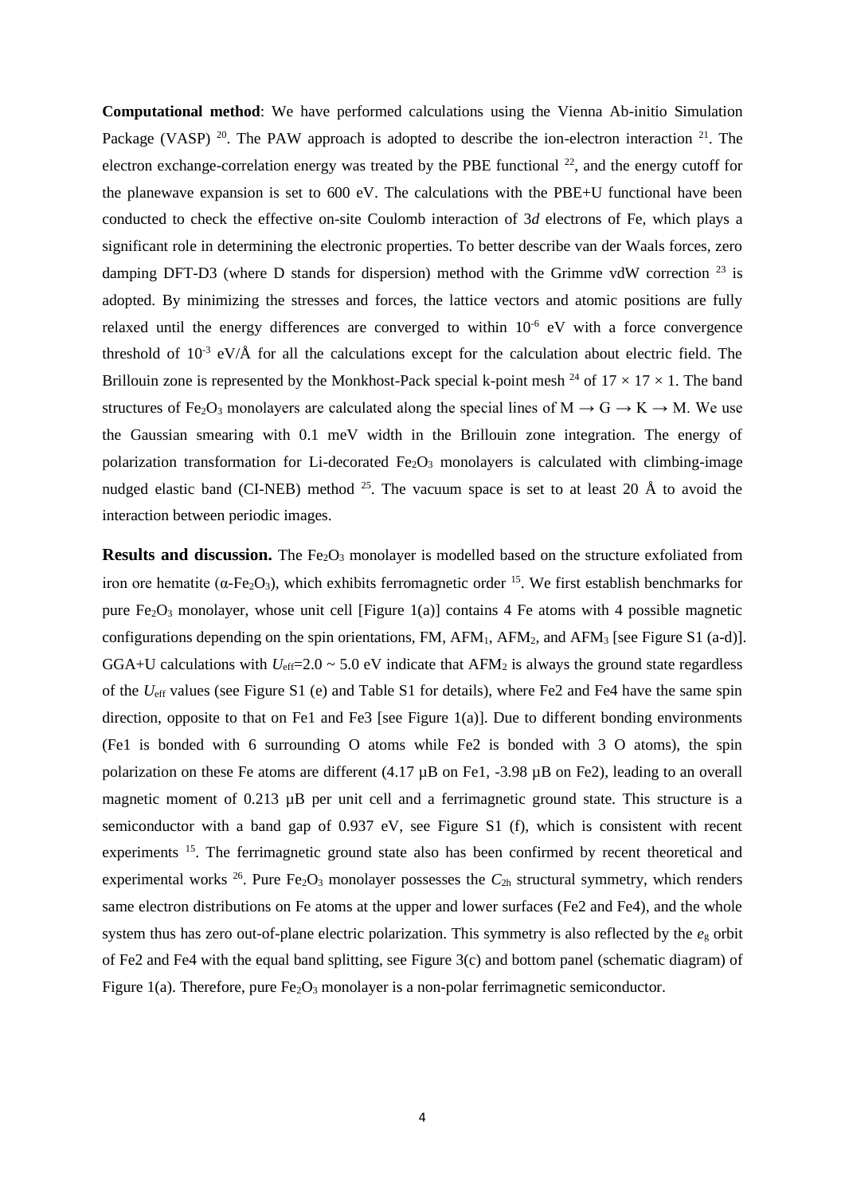**Computational method**: We have performed calculations using the Vienna Ab-initio Simulation Package (VASP) [20]. The PAW approach is adopted to describe the ion-electron interaction [21]. The electron exchange-correlation energy was treated by the PBE functional [22], and the energy cutoff for the planewave expansion is set to 600 eV. The calculations with the PBE+U functional have been conducted to check the effective on-site Coulomb interaction of 3*d* electrons of Fe, which plays a significant role in determining the electronic properties. To better describe van der Waals forces, zero damping DFT-D3 (where D stands for dispersion) method with the Grimme vdW correction [23] is adopted. By minimizing the stresses and forces, the lattice vectors and atomic positions are fully relaxed until the energy differences are converged to within $10^{-6}$ eV with a force convergence threshold of $10^{-3}$ eV/Å for all the calculations except for the calculation about electric field. The Brillouin zone is represented by the Monkhost-Pack special k-point mesh [24] of $17 \times 17 \times 1$. The band structures of $Fe_2O_3$ monolayers are calculated along the special lines of M → G → K → M. We use the Gaussian smearing with 0.1 meV width in the Brillouin zone integration. The energy of polarization transformation for Li-decorated $Fe_2O_3$ monolayers is calculated with climbing-image nudged elastic band (CI-NEB) method [25]. The vacuum space is set to at least 20 Å to avoid the interaction between periodic images.

**Results and discussion.** The $Fe_2O_3$ monolayer is modelled based on the structure exfoliated from iron ore hematite ($\alpha$-$Fe_2O_3$), which exhibits ferromagnetic order [15]. We first establish benchmarks for pure $Fe_2O_3$ monolayer, whose unit cell [Figure 1(a)] contains 4 Fe atoms with 4 possible magnetic configurations depending on the spin orientations, FM, $AFM_1$, $AFM_2$, and $AFM_3$ [see Figure S1 (a-d)]. GGA+U calculations with $U_{\mathrm{eff}}$=2.0 ~ 5.0 eV indicate that $AFM_2$ is always the ground state regardless of the $U_{\mathrm{eff}}$ values (see Figure S1 (e) and Table S1 for details), where Fe2 and Fe4 have the same spin direction, opposite to that on Fe1 and Fe3 [see Figure 1(a)]. Due to different bonding environments (Fe1 is bonded with 6 surrounding O atoms while Fe2 is bonded with 3 O atoms), the spin polarization on these Fe atoms are different (4.17 µB on Fe1, -3.98 µB on Fe2), leading to an overall magnetic moment of 0.213 µB per unit cell and a ferrimagnetic ground state. This structure is a semiconductor with a band gap of 0.937 eV, see Figure S1 (f), which is consistent with recent experiments [15]. The ferrimagnetic ground state also has been confirmed by recent theoretical and experimental works [26]. Pure $Fe_2O_3$ monolayer possesses the $C_{2h}$ structural symmetry, which renders same electron distributions on Fe atoms at the upper and lower surfaces (Fe2 and Fe4), and the whole system thus has zero out-of-plane electric polarization. This symmetry is also reflected by the $e_g$ orbit of Fe2 and Fe4 with the equal band splitting, see Figure 3(c) and bottom panel (schematic diagram) of Figure 1(a). Therefore, pure $Fe_2O_3$ monolayer is a non-polar ferrimagnetic semiconductor.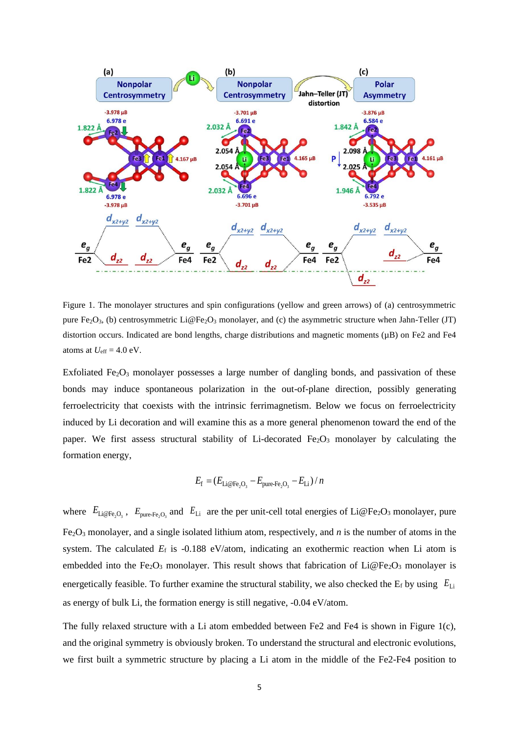Figure 1. The monolayer structures and spin configurations (yellow and green arrows) of (a) centrosymmetric pure $Fe_2O_3$, (b) centrosymmetric Li@$Fe_2O_3$ monolayer, and (c) the asymmetric structure when Jahn-Teller (JT) distortion occurs. Indicated are bond lengths, charge distributions and magnetic moments (μB) on Fe2 and Fe4 atoms at $U_{\text{eff}}$ = 4.0 eV.

Exfoliated $Fe_2O_3$ monolayer possesses a large number of dangling bonds, and passivation of these bonds may induce spontaneous polarization in the out-of-plane direction, possibly generating ferroelectricity that coexists with the intrinsic ferrimagnetism. Below we focus on ferroelectricity induced by Li decoration and will examine this as a more general phenomenon toward the end of the paper. We first assess structural stability of Li-decorated $Fe_2O_3$ monolayer by calculating the formation energy,

$$E_{\text{f}} = (E_{\text{Li@Fe}_2\text{O}_3} - E_{\text{pure-Fe}_2\text{O}_3} - E_{\text{Li}})/n$$

where $E_{\text{Li@Fe}_2\text{O}_3}$, $E_{\text{pure-Fe}_2\text{O}_3}$ and $E_{\text{Li}}$ are the per unit-cell total energies of Li@$Fe_2O_3$ monolayer, pure $Fe_2O_3$ monolayer, and a single isolated lithium atom, respectively, and $n$ is the number of atoms in the system. The calculated $E_{\text{f}}$ is -0.188 eV/atom, indicating an exothermic reaction when Li atom is embedded into the $Fe_2O_3$ monolayer. This result shows that fabrication of Li@$Fe_2O_3$ monolayer is energetically feasible. To further examine the structural stability, we also checked the $E_{\text{f}}$ by using $E_{\text{Li}}$ as energy of bulk Li, the formation energy is still negative, -0.04 eV/atom.

The fully relaxed structure with a Li atom embedded between Fe2 and Fe4 is shown in Figure 1(c), and the original symmetry is obviously broken. To understand the structural and electronic evolutions, we first built a symmetric structure by placing a Li atom in the middle of the Fe2-Fe4 position to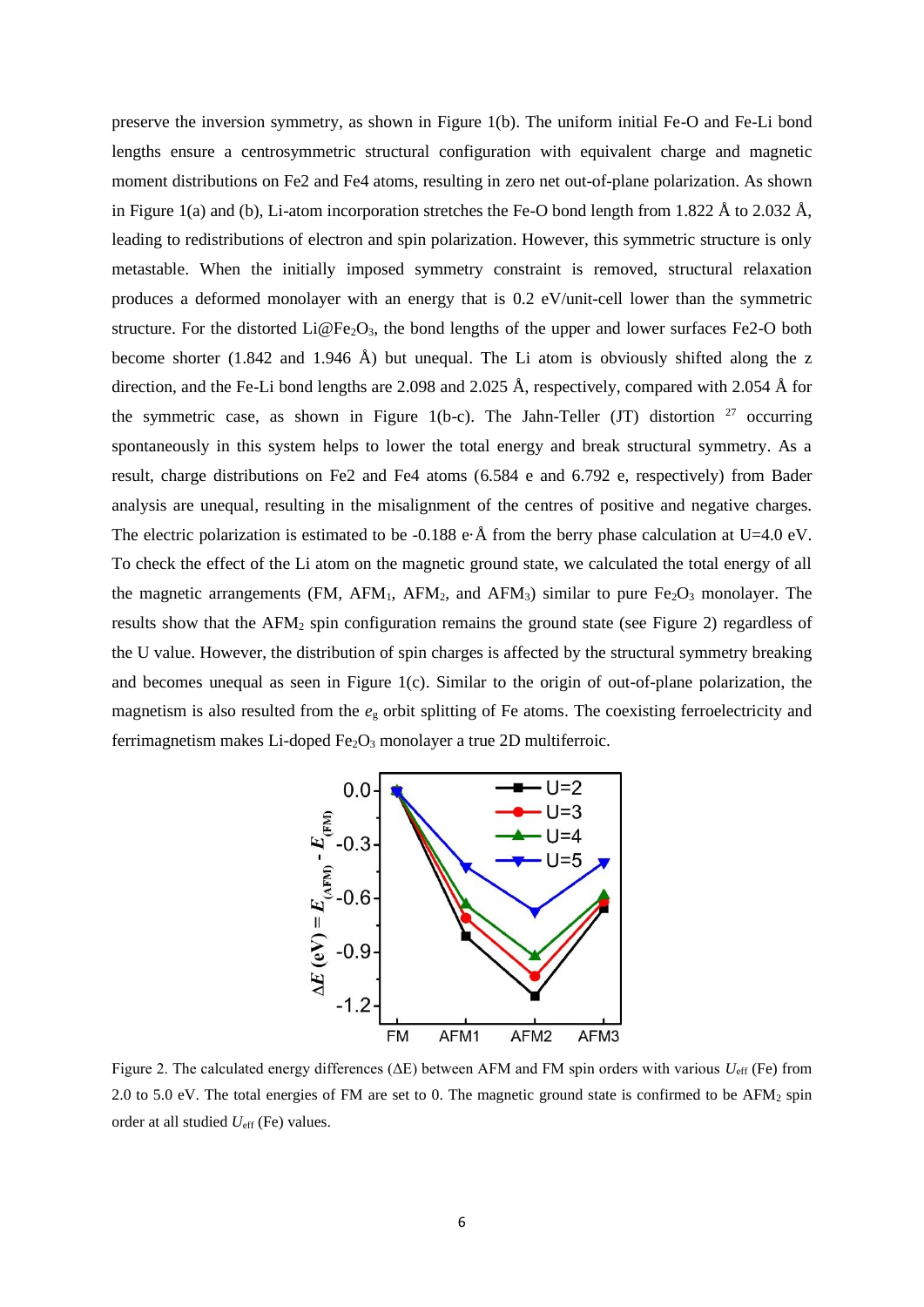preserve the inversion symmetry, as shown in Figure 1(b). The uniform initial Fe-O and Fe-Li bond lengths ensure a centrosymmetric structural configuration with equivalent charge and magnetic moment distributions on Fe2 and Fe4 atoms, resulting in zero net out-of-plane polarization. As shown in Figure 1(a) and (b), Li-atom incorporation stretches the Fe-O bond length from 1.822 Å to 2.032 Å, leading to redistributions of electron and spin polarization. However, this symmetric structure is only metastable. When the initially imposed symmetry constraint is removed, structural relaxation produces a deformed monolayer with an energy that is 0.2 eV/unit-cell lower than the symmetric structure. For the distorted Li@$Fe_2O_3$, the bond lengths of the upper and lower surfaces Fe2-O both become shorter (1.842 and 1.946 Å) but unequal. The Li atom is obviously shifted along the z direction, and the Fe-Li bond lengths are 2.098 and 2.025 Å, respectively, compared with 2.054 Å for the symmetric case, as shown in Figure 1(b-c). The Jahn-Teller (JT) distortion [27] occurring spontaneously in this system helps to lower the total energy and break structural symmetry. As a result, charge distributions on Fe2 and Fe4 atoms (6.584 e and 6.792 e, respectively) from Bader analysis are unequal, resulting in the misalignment of the centres of positive and negative charges. The electric polarization is estimated to be -0.188 e·Å from the berry phase calculation at U=4.0 eV. To check the effect of the Li atom on the magnetic ground state, we calculated the total energy of all the magnetic arrangements (FM, $AFM_1$, $AFM_2$, and $AFM_3$) similar to pure $Fe_2O_3$ monolayer. The results show that the $AFM_2$ spin configuration remains the ground state (see Figure 2) regardless of the U value. However, the distribution of spin charges is affected by the structural symmetry breaking and becomes unequal as seen in Figure 1(c). Similar to the origin of out-of-plane polarization, the magnetism is also resulted from the $e_g$ orbit splitting of Fe atoms. The coexisting ferroelectricity and ferrimagnetism makes Li-doped $Fe_2O_3$ monolayer a true 2D multiferroic.

Figure 2. The calculated energy differences ($\Delta E$) between AFM and FM spin orders with various $U_{eff}$ (Fe) from 2.0 to 5.0 eV. The total energies of FM are set to 0. The magnetic ground state is confirmed to be $AFM_2$ spin order at all studied $U_{eff}$ (Fe) values.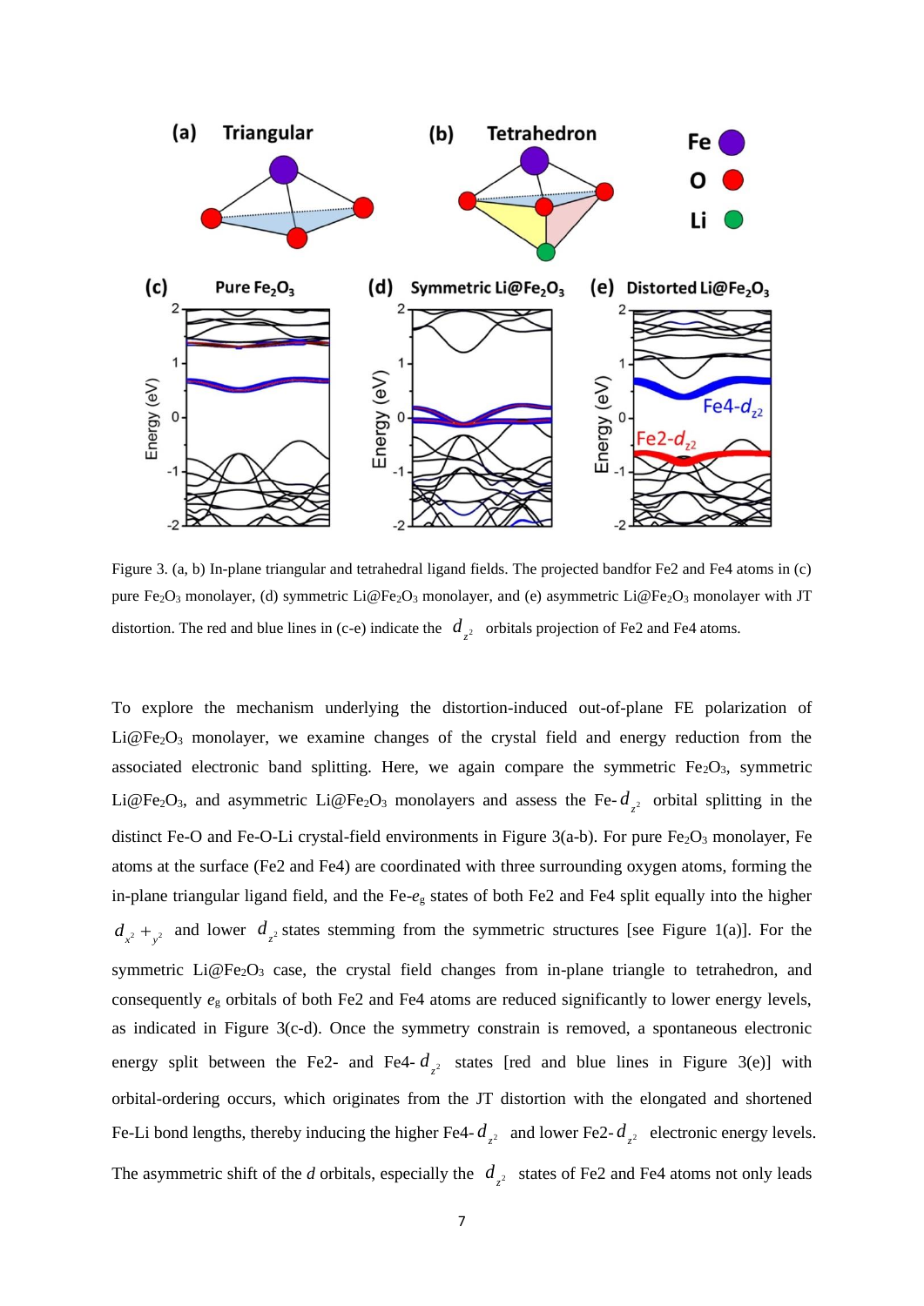Figure 3. (a, b) In-plane triangular and tetrahedral ligand fields. The projected bandfor Fe2 and Fe4 atoms in (c) pure $Fe_2O_3$ monolayer, (d) symmetric $Li@Fe_2O_3$ monolayer, and (e) asymmetric $Li@Fe_2O_3$ monolayer with JT distortion. The red and blue lines in (c-e) indicate the $d_{z^2}$ orbitals projection of Fe2 and Fe4 atoms.

To explore the mechanism underlying the distortion-induced out-of-plane FE polarization of $Li@Fe_2O_3$ monolayer, we examine changes of the crystal field and energy reduction from the associated electronic band splitting. Here, we again compare the symmetric $Fe_2O_3$, symmetric $Li@Fe_2O_3$, and asymmetric $Li@Fe_2O_3$ monolayers and assess the Fe-$d_{z^2}$ orbital splitting in the distinct Fe-O and Fe-O-Li crystal-field environments in Figure 3(a-b). For pure $Fe_2O_3$ monolayer, Fe atoms at the surface (Fe2 and Fe4) are coordinated with three surrounding oxygen atoms, forming the in-plane triangular ligand field, and the Fe-$e_g$ states of both Fe2 and Fe4 split equally into the higher $d_{x^2+y^2}$ and lower $d_{z^2}$ states stemming from the symmetric structures [see Figure 1(a)]. For the symmetric $Li@Fe_2O_3$ case, the crystal field changes from in-plane triangle to tetrahedron, and consequently $e_g$ orbitals of both Fe2 and Fe4 atoms are reduced significantly to lower energy levels, as indicated in Figure 3(c-d). Once the symmetry constrain is removed, a spontaneous electronic energy split between the Fe2- and Fe4-$d_{z^2}$ states [red and blue lines in Figure 3(e)] with orbital-ordering occurs, which originates from the JT distortion with the elongated and shortened Fe-Li bond lengths, thereby inducing the higher Fe4-$d_{z^2}$ and lower Fe2-$d_{z^2}$ electronic energy levels. The asymmetric shift of the *d* orbitals, especially the $d_{z^2}$ states of Fe2 and Fe4 atoms not only leads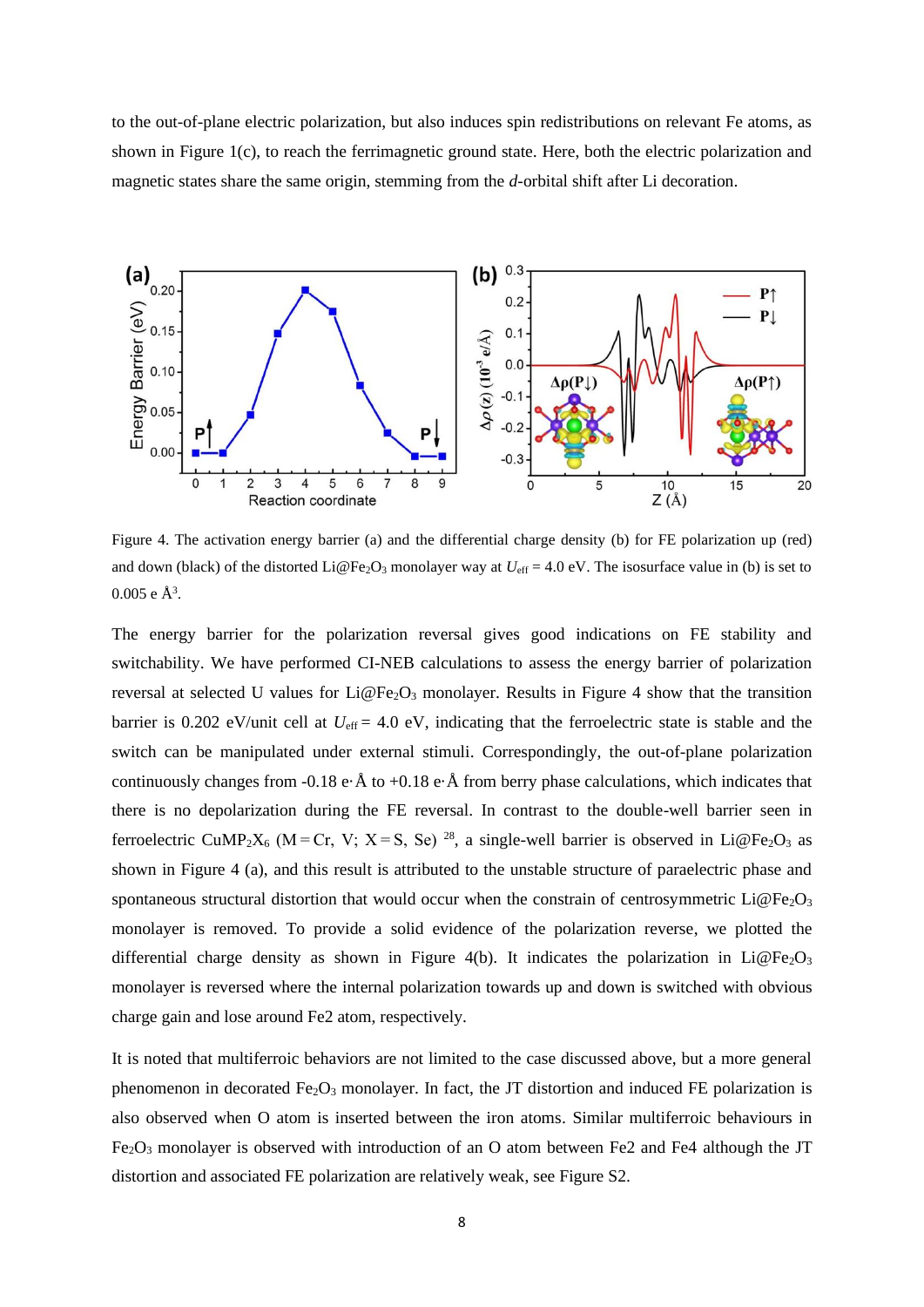to the out-of-plane electric polarization, but also induces spin redistributions on relevant Fe atoms, as shown in Figure 1(c), to reach the ferrimagnetic ground state. Here, both the electric polarization and magnetic states share the same origin, stemming from the *d*-orbital shift after Li decoration.

Figure 4. The activation energy barrier (a) and the differential charge density (b) for FE polarization up (red) and down (black) of the distorted Li@$Fe_2O_3$ monolayer way at $U_{eff}$ = 4.0 eV. The isosurface value in (b) is set to 0.005 e Å$^3$.

The energy barrier for the polarization reversal gives good indications on FE stability and switchability. We have performed CI-NEB calculations to assess the energy barrier of polarization reversal at selected U values for Li@$Fe_2O_3$ monolayer. Results in Figure 4 show that the transition barrier is 0.202 eV/unit cell at $U_{eff}$ = 4.0 eV, indicating that the ferroelectric state is stable and the switch can be manipulated under external stimuli. Correspondingly, the out-of-plane polarization continuously changes from -0.18 e·Å to +0.18 e·Å from berry phase calculations, which indicates that there is no depolarization during the FE reversal. In contrast to the double-well barrier seen in ferroelectric $CuMP_2X_6$ (M = Cr, V; X = S, Se) [28], a single-well barrier is observed in Li@$Fe_2O_3$ as shown in Figure 4 (a), and this result is attributed to the unstable structure of paraelectric phase and spontaneous structural distortion that would occur when the constrain of centrosymmetric Li@$Fe_2O_3$ monolayer is removed. To provide a solid evidence of the polarization reverse, we plotted the differential charge density as shown in Figure 4(b). It indicates the polarization in Li@$Fe_2O_3$ monolayer is reversed where the internal polarization towards up and down is switched with obvious charge gain and lose around Fe2 atom, respectively.

It is noted that multiferroic behaviors are not limited to the case discussed above, but a more general phenomenon in decorated $Fe_2O_3$ monolayer. In fact, the JT distortion and induced FE polarization is also observed when O atom is inserted between the iron atoms. Similar multiferroic behaviours in $Fe_2O_3$ monolayer is observed with introduction of an O atom between Fe2 and Fe4 although the JT distortion and associated FE polarization are relatively weak, see Figure S2.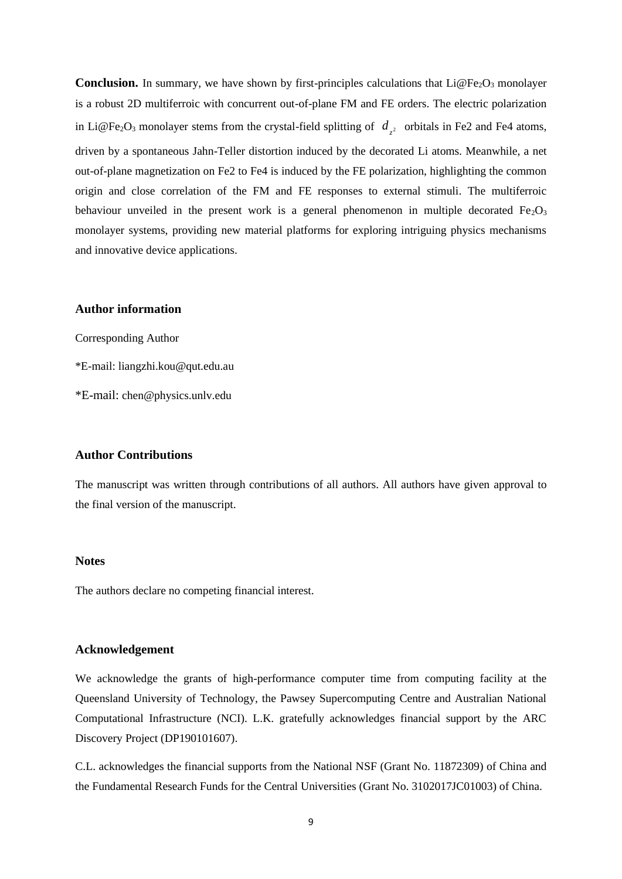**Conclusion.** In summary, we have shown by first-principles calculations that Li@$Fe_2O_3$ monolayer is a robust 2D multiferroic with concurrent out-of-plane FM and FE orders. The electric polarization in Li@$Fe_2O_3$ monolayer stems from the crystal-field splitting of $d_{z^2}$ orbitals in Fe2 and Fe4 atoms, driven by a spontaneous Jahn-Teller distortion induced by the decorated Li atoms. Meanwhile, a net out-of-plane magnetization on Fe2 to Fe4 is induced by the FE polarization, highlighting the common origin and close correlation of the FM and FE responses to external stimuli. The multiferroic behaviour unveiled in the present work is a general phenomenon in multiple decorated $Fe_2O_3$ monolayer systems, providing new material platforms for exploring intriguing physics mechanisms and innovative device applications.

### Author information

Corresponding Author

*E-mail: liangzhi.kou@qut.edu.au

*E-mail: chen@physics.unlv.edu

### Author Contributions

The manuscript was written through contributions of all authors. All authors have given approval to the final version of the manuscript.

### Notes

The authors declare no competing financial interest.

### Acknowledgement

We acknowledge the grants of high-performance computer time from computing facility at the Queensland University of Technology, the Pawsey Supercomputing Centre and Australian National Computational Infrastructure (NCI). L.K. gratefully acknowledges financial support by the ARC Discovery Project (DP190101607).

C.L. acknowledges the financial supports from the National NSF (Grant No. 11872309) of China and the Fundamental Research Funds for the Central Universities (Grant No. 3102017JC01003) of China.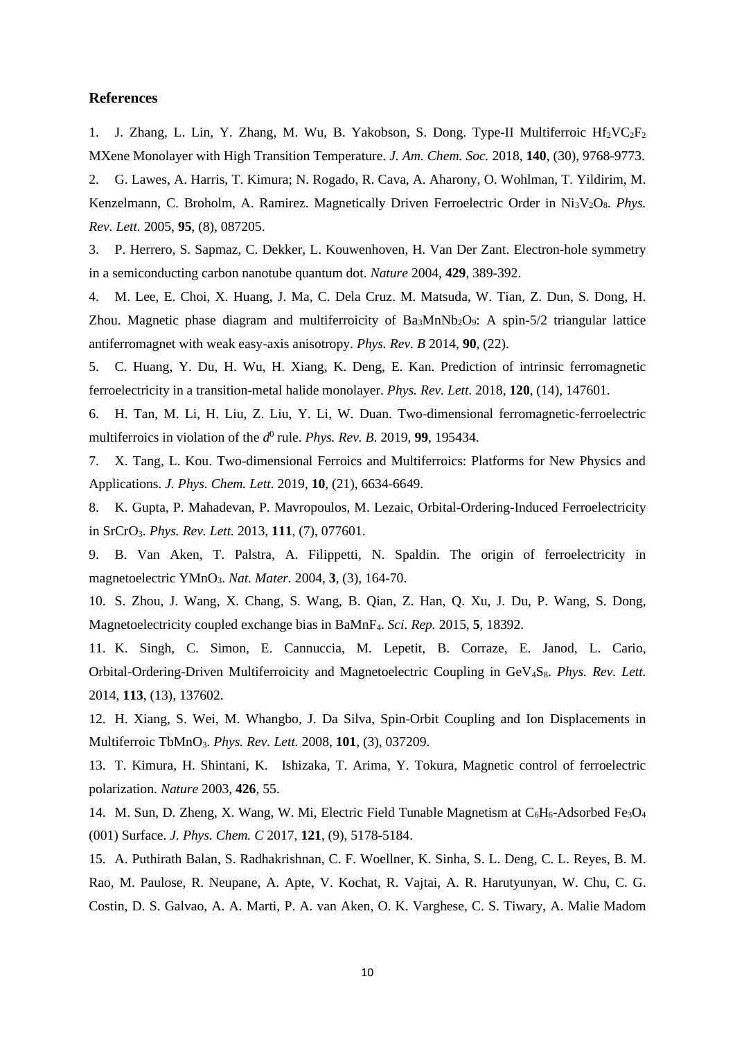## References

1. J. Zhang, L. Lin, Y. Zhang, M. Wu, B. Yakobson, S. Dong. Type-II Multiferroic $Hf_2VC_2F_2$ MXene Monolayer with High Transition Temperature. *J. Am. Chem. Soc.* 2018, **140**, (30), 9768-9773.
2. G. Lawes, A. Harris, T. Kimura; N. Rogado, R. Cava, A. Aharony, O. Wohlman, T. Yildirim, M. Kenzelmann, C. Broholm, A. Ramirez. Magnetically Driven Ferroelectric Order in $Ni_3V_2O_8$. *Phys. Rev. Lett.* 2005, **95**, (8), 087205.
3. P. Herrero, S. Sapmaz, C. Dekker, L. Kouwenhoven, H. Van Der Zant. Electron-hole symmetry in a semiconducting carbon nanotube quantum dot. *Nature* 2004, **429**, 389-392.
4. M. Lee, E. Choi, X. Huang, J. Ma, C. Dela Cruz. M. Matsuda, W. Tian, Z. Dun, S. Dong, H. Zhou. Magnetic phase diagram and multiferroicity of $Ba_3MnNb_2O_9$: A spin-5/2 triangular lattice antiferromagnet with weak easy-axis anisotropy. *Phys. Rev. B* 2014, **90**, (22).
5. C. Huang, Y. Du, H. Wu, H. Xiang, K. Deng, E. Kan. Prediction of intrinsic ferromagnetic ferroelectricity in a transition-metal halide monolayer. *Phys. Rev. Lett*. 2018, **120**, (14), 147601.
6. H. Tan, M. Li, H. Liu, Z. Liu, Y. Li, W. Duan. Two-dimensional ferromagnetic-ferroelectric multiferroics in violation of the $d^0$ rule. *Phys. Rev. B*. 2019, **99**, 195434.
7. X. Tang, L. Kou. Two-dimensional Ferroics and Multiferroics: Platforms for New Physics and Applications. *J. Phys. Chem. Lett*. 2019, **10**, (21), 6634-6649.
8. K. Gupta, P. Mahadevan, P. Mavropoulos, M. Lezaic, Orbital-Ordering-Induced Ferroelectricity in $SrCrO_3$. *Phys. Rev. Lett.* 2013, **111**, (7), 077601.
9. B. Van Aken, T. Palstra, A. Filippetti, N. Spaldin. The origin of ferroelectricity in magnetoelectric $YMnO_3$. *Nat. Mater.* 2004, **3**, (3), 164-70.
10. S. Zhou, J. Wang, X. Chang, S. Wang, B. Qian, Z. Han, Q. Xu, J. Du, P. Wang, S. Dong, Magnetoelectricity coupled exchange bias in $BaMnF_4$. *Sci. Rep.* 2015, **5**, 18392.
11. K. Singh, C. Simon, E. Cannuccia, M. Lepetit, B. Corraze, E. Janod, L. Cario, Orbital-Ordering-Driven Multiferroicity and Magnetoelectric Coupling in $GeV_4S_8$. *Phys. Rev. Lett.* 2014, **113**, (13), 137602.
12. H. Xiang, S. Wei, M. Whangbo, J. Da Silva, Spin-Orbit Coupling and Ion Displacements in Multiferroic $TbMnO_3$. *Phys. Rev. Lett.* 2008, **101**, (3), 037209.
13. T. Kimura, H. Shintani, K. Ishizaka, T. Arima, Y. Tokura, Magnetic control of ferroelectric polarization. *Nature* 2003, **426**, 55.
14. M. Sun, D. Zheng, X. Wang, W. Mi, Electric Field Tunable Magnetism at $C_6H_6$-Adsorbed $Fe_3O_4$ (001) Surface. *J. Phys. Chem. C* 2017, **121**, (9), 5178-5184.
15. A. Puthirath Balan, S. Radhakrishnan, C. F. Woellner, K. Sinha, S. L. Deng, C. L. Reyes, B. M. Rao, M. Paulose, R. Neupane, A. Apte, V. Kochat, R. Vajtai, A. R. Harutyunyan, W. Chu, C. G. Costin, D. S. Galvao, A. A. Marti, P. A. van Aken, O. K. Varghese, C. S. Tiwary, A. Malie Madom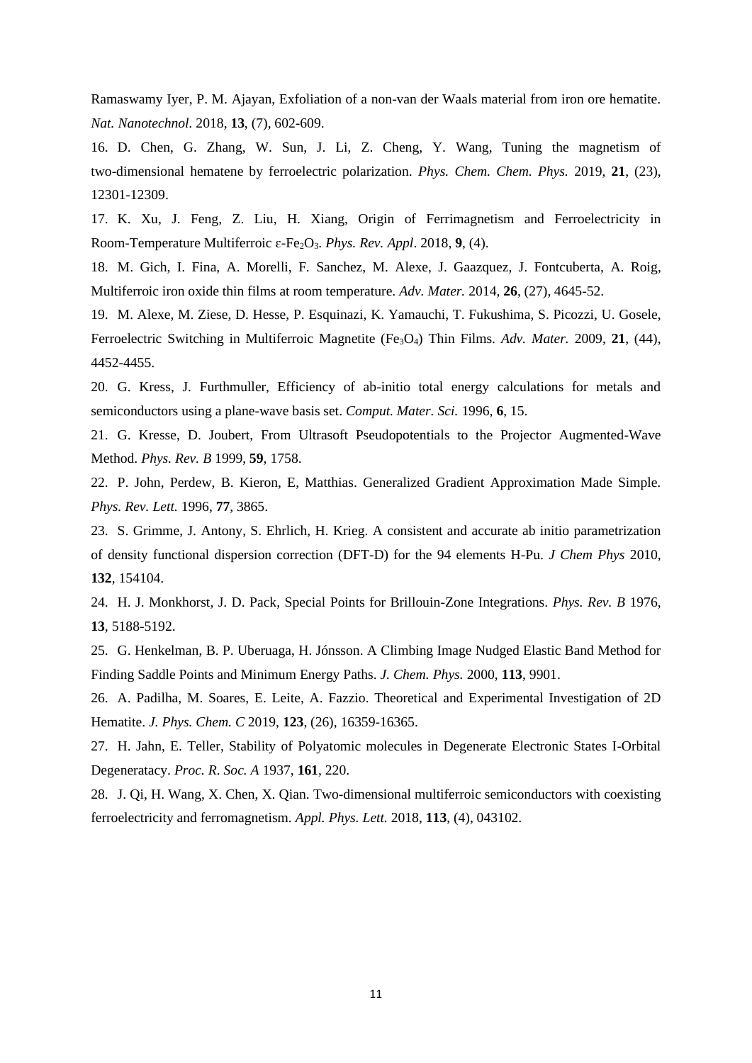Ramaswamy Iyer, P. M. Ajayan, Exfoliation of a non-van der Waals material from iron ore hematite. *Nat. Nanotechnol.* 2018, **13**, (7), 602-609.

16. D. Chen, G. Zhang, W. Sun, J. Li, Z. Cheng, Y. Wang, Tuning the magnetism of two-dimensional hematene by ferroelectric polarization. *Phys. Chem. Chem. Phys.* 2019, **21**, (23), 12301-12309.

17. K. Xu, J. Feng, Z. Liu, H. Xiang, Origin of Ferrimagnetism and Ferroelectricity in Room-Temperature Multiferroic ε-$Fe_2O_3$. *Phys. Rev. Appl*. 2018, **9**, (4).

18. M. Gich, I. Fina, A. Morelli, F. Sanchez, M. Alexe, J. Gaazquez, J. Fontcuberta, A. Roig, Multiferroic iron oxide thin films at room temperature. *Adv. Mater.* 2014, **26**, (27), 4645-52.

19. M. Alexe, M. Ziese, D. Hesse, P. Esquinazi, K. Yamauchi, T. Fukushima, S. Picozzi, U. Gosele, Ferroelectric Switching in Multiferroic Magnetite ($Fe_3O_4$) Thin Films. *Adv. Mater.* 2009, **21**, (44), 4452-4455.

20. G. Kress, J. Furthmuller, Efficiency of ab-initio total energy calculations for metals and semiconductors using a plane-wave basis set. *Comput. Mater. Sci.* 1996, **6**, 15.

21. G. Kresse, D. Joubert, From Ultrasoft Pseudopotentials to the Projector Augmented-Wave Method. *Phys. Rev. B* 1999, **59**, 1758.

22. P. John, Perdew, B. Kieron, E, Matthias. Generalized Gradient Approximation Made Simple. *Phys. Rev. Lett.* 1996, **77**, 3865.

23. S. Grimme, J. Antony, S. Ehrlich, H. Krieg. A consistent and accurate ab initio parametrization of density functional dispersion correction (DFT-D) for the 94 elements H-Pu. *J Chem Phys* 2010, **132**, 154104.

24. H. J. Monkhorst, J. D. Pack, Special Points for Brillouin-Zone Integrations. *Phys. Rev. B* 1976, **13**, 5188-5192.

25. G. Henkelman, B. P. Uberuaga, H. Jónsson. A Climbing Image Nudged Elastic Band Method for Finding Saddle Points and Minimum Energy Paths. *J. Chem. Phys.* 2000, **113**, 9901.

26. A. Padilha, M. Soares, E. Leite, A. Fazzio. Theoretical and Experimental Investigation of 2D Hematite. *J. Phys. Chem. C* 2019, **123**, (26), 16359-16365.

27. H. Jahn, E. Teller, Stability of Polyatomic molecules in Degenerate Electronic States I-Orbital Degeneratacy. *Proc. R. Soc. A* 1937, **161**, 220.

28. J. Qi, H. Wang, X. Chen, X. Qian. Two-dimensional multiferroic semiconductors with coexisting ferroelectricity and ferromagnetism. *Appl. Phys. Lett.* 2018, **113**, (4), 043102.